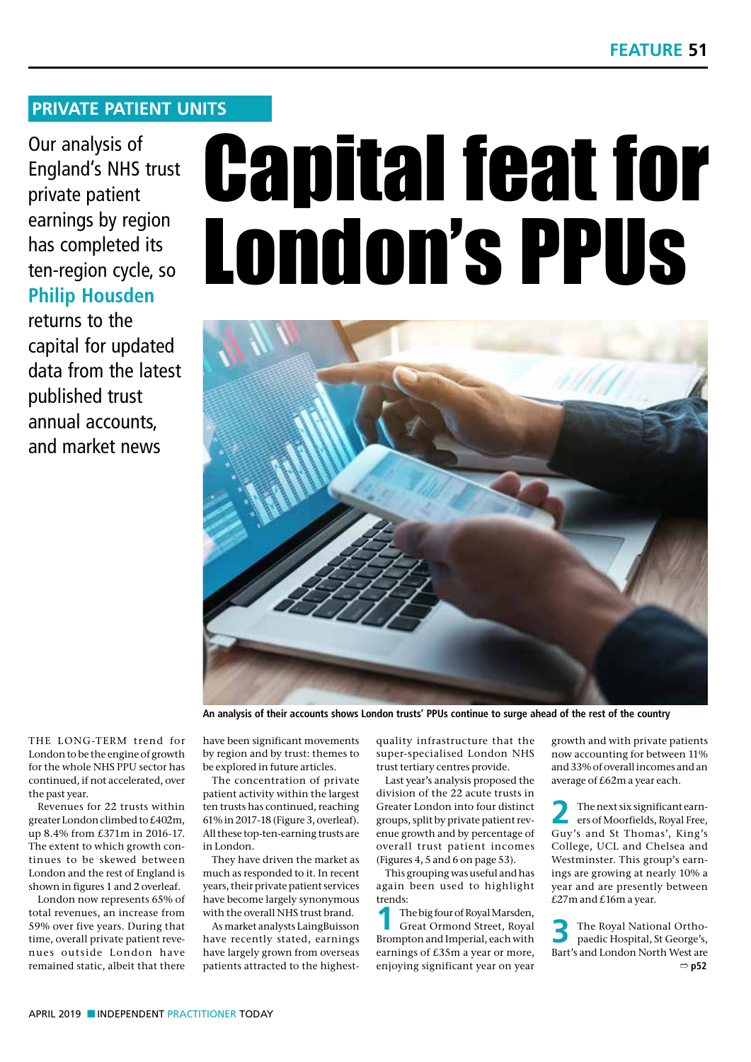## PRIVATE PATIENT UNITS

Our analysis of England's NHS trust private patient earnings by region has completed its ten-region cycle, so **Philip Housden** returns to the capital for updated data from the latest published trust annual accounts, and market news

# Capital feat for London's PPUs

An analysis of their accounts shows London trusts' PPUs continue to surge ahead of the rest of the country

THE LONG-TERM trend for London to be the engine of growth for the whole NHS PPU sector has continued, if not accelerated, over the past year.

Revenues for 22 trusts within greater London climbed to £402m, up 8.4% from £371m in 2016-17. The extent to which growth continues to be skewed between London and the rest of England is shown in figures 1 and 2 overleaf.

London now represents 65% of total revenues, an increase from 59% over five years. During that time, overall private patient revenues outside London have remained static, albeit that there have been significant movements by region and by trust: themes to be explored in future articles.

The concentration of private patient activity within the largest ten trusts has continued, reaching 61% in 2017-18 (Figure 3, overleaf). All these top-ten-earning trusts are in London.

They have driven the market as much as responded to it. In recent years, their private patient services have become largely synonymous with the overall NHS trust brand.

As market analysts LaingBuisson have recently stated, earnings have largely grown from overseas patients attracted to the highest-quality infrastructure that the super-specialised London NHS trust tertiary centres provide.

Last year's analysis proposed the division of the 22 acute trusts in Greater London into four distinct groups, split by private patient revenue growth and by percentage of overall trust patient incomes (Figures 4, 5 and 6 on page 53).

This grouping was useful and has again been used to highlight trends:

**1** The big four of Royal Marsden, Great Ormond Street, Royal Brompton and Imperial, each with earnings of £35m a year or more, enjoying significant year on year growth and with private patients now accounting for between 11% and 33% of overall incomes and an average of £62m a year each.

**2** The next six significant earners of Moorfields, Royal Free, Guy's and St Thomas', King's College, UCL and Chelsea and Westminster. This group's earnings are growing at nearly 10% a year and are presently between £27m and £16m a year.

**3** The Royal National Orthopaedic Hospital, St George's, Bart's and London North West are

⇨ p52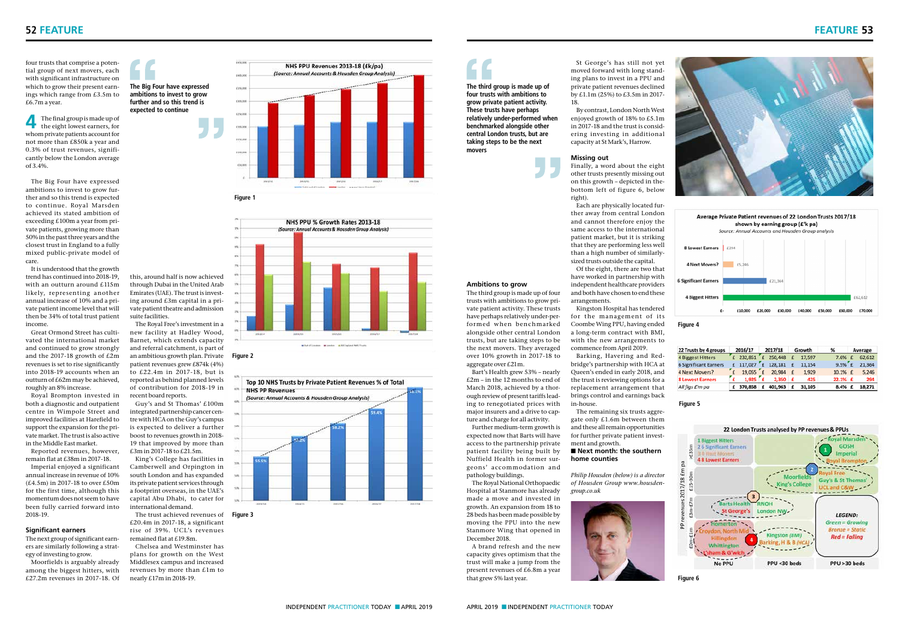four trusts that comprise a potential group of next movers, each with significant infrastructure on which to grow their present earnings which range from £3.5m to £6.7m a year.

**4** The final group is made up of the eight lowest earners, for whom private patients account for not more than £850k a year and 0.3% of trust revenues, significantly below the London average of 3.4%.

The Big Four have expressed ambitions to invest to grow further and so this trend is expected to continue. Royal Marsden achieved its stated ambition of exceeding £100m a year from private patients, growing more than 50% in the past three years and the closest trust in England to a fully mixed public-private model of care.

It is understood that the growth trend has continued into 2018-19, with an outturn around £115m likely, representing another annual increase of 10% and a private patient income level that will then be 34% of total trust patient income.

Great Ormond Street has cultivated the international market and continued to grow strongly and the 2017-18 growth of £2m revenues is set to rise significantly into 2018-19 accounts when an outturn of £62m may be achieved, roughly an 8% increase.

Royal Brompton invested in both a diagnostic and outpatient centre in Wimpole Street and improved facilities at Harefield to support the expansion for the private market. The trust is also active in the Middle East market.

Reported revenues, however, remain flat at £38m in 2017-18.

Imperial enjoyed a significant annual increase in revenue of 10% (£4.5m) in 2017-18 to over £50m for the first time, although this momentum does not seem to have been fully carried forward into 2018-19.

> **The Big Four have expressed ambitions to invest to grow further and so this trend is expected to continue**

### Significant earners

The next group of significant earners are similarly following a strategy of investing to grow.

Moorfields is arguably already among the biggest hitters, with £27.2m revenues in 2017-18. Of this, around half is now achieved through Dubai in the United Arab Emirates (UAE). The trust is investing around £3m capital in a private patient theatre and admission suite facilities.

The Royal Free's investment in a new facility at Hadley Wood, Barnet, which extends capacity and referral catchment, is part of an ambitious growth plan. Private patient revenues grew £874k (4%) to £22.4m in 2017-18, but is reported as behind planned levels of contribution for 2018-19 in recent board reports.

Guy's and St Thomas' £100m integrated partnership cancer centre with HCA on the Guy's campus is expected to deliver a further boost to revenues growth in 2018-19 that improved by more than £3m in 2017-18 to £21.5m.

King's College has facilities in Camberwell and Orpington in south London and has expanded its private patient services through a footprint overseas, in the UAE's capital Abu Dhabi, to cater for international demand.

The trust achieved revenues of £20.4m in 2017-18, a significant rise of 39%. UCL's revenues remained flat at £19.8m.

Chelsea and Westminster has plans for growth on the West Middlesex campus and increased revenues by more than £1m to nearly £17m in 2018-19.

NHS PPU Revenues 2013-18 (£k/pa)
(Source: Annual Accounts & Housden Group Analysis)

Figure 1

NHS PPU % Growth Rates 2013-18
(Source: Annual Accounts & Housden Group Analysis)

Figure 2

Top 10 NHS Trusts by Private Patient Revenues % of Total NHS PP Revenues
(Source: Annual Accounts & Housden Group Analysis)
55.5%
57.2%
58.2%
59.4%
63.1%

Figure 3

> **The third group is made up of four trusts with ambitions to grow private patient activity. These trusts have perhaps relatively under-performed when benchmarked alongside other central London trusts, but are taking steps to be the next movers**

### Ambitions to grow

The third group is made up of four trusts with ambitions to grow private patient activity. These trusts have perhaps relatively under-performed when benchmarked alongside other central London trusts, but are taking steps to be the next movers. They averaged over 10% growth in 2017-18 to aggregate over £21m.

Bart's Health grew 53% – nearly £2m – in the 12 months to the end of March 2018, achieved by a thorough review of present tariffs leading to renegotiated prices with major insurers and a drive to capture and charge for all activity.

Further medium-term growth is expected now that Barts will have access to the partnership private patient facility being built by Nuffield Health in former surgeons' accommodation and pathology buildings.

The Royal National Orthopaedic Hospital at Stanmore has already made a move and invested in growth. An expansion from 18 to 28 beds has been made possible by moving the PPU into the new Stanmore Wing that opened in December 2018.

A brand refresh and the new capacity gives optimism that the trust will make a jump from the present revenues of £6.8m a year that grew 5% last year.

St George's has still not yet moved forward with long standing plans to invest in a PPU and private patient revenues declined by £1.1m (25%) to £3.5m in 2017-18.

By contrast, London North West enjoyed growth of 18% to £5.1m in 2017-18 and the trust is considering investing in additional capacity at St Mark's, Harrow.

### Missing out

Finally, a word about the eight other trusts presently missing out on this growth – depicted in the bottom left of figure 6, below right).

Each are physically located further away from central London and cannot therefore enjoy the same access to the international patient market, but it is striking that they are performing less well than a high number of similarly-sized trusts outside the capital.

Of the eight, there are two that have worked in partnership with independent healthcare providers and both have chosen to end these arrangements.

Kingston Hospital has tendered for the management of its Coombe Wing PPU, having ended a long-term contract with BMI, with the new arrangements to commence from April 2019.

Barking, Havering and Redbridge's partnership with HCA at Queen's ended in early 2018, and the trust is reviewing options for a replacement arrangement that brings control and earnings back in-house.

The remaining six trusts aggregate only £1.6m between them and these all remain opportunities for further private patient investment and growth.

■ **Next month: the southern home counties**

*Philip Housden (below) is a director of Housden Group www.housden-group.co.uk*

Average Private Patient revenues of 22 London Trusts 2017/18 shown by earning group (£'k pa)
Source: Annual Accounts and Housden Group analysis
8 Lowest Earners £294
4 Next Movers? £5,246
6 Significant Earners £21,364
4 Biggest Hitters £62,612

Figure 4

| 22 Trusts by 4 groups | 2016/17 | 2017/18 | Growth | % | Average |
|---|---|---|---|---|---|
| 4 Biggest Hitters | £ 232,851 | £ 250,448 | £ 17,597 | 7.6% | £ 62,612 |
| 6 Significant Earners | £ 117,027 | £ 128,181 | £ 11,154 | 9.5% | £ 21,364 |
| 4 Next Movers? | £ 19,055 | £ 20,984 | £ 1,929 | 10.1% | £ 5,246 |
| 8 Lowest Earners | £ 1,925 | £ 2,350 | £ 425 | 22.1% | £ 294 |
| All figs £'m pa | £ 370,858 | £ 401,963 | £ 31,105 | 8.4% | £ 18,271 |

Figure 5

22 London Trusts analysed by PP revenues & PPUs
1 Biggest Hitters
2 6 Significant Earners
3 4 Next Movers
4 8 Lowest Earners
Royal Marsden, GOSH, Imperial, Royal Brompton
Royal Free, Guy's & St Thomas', UCL and C&W, Moorfields, King's College
Barts Health, RNOH, St George's, London NW
Homerton, Croydon, North Mid, Hillingdon, Whittington, L'sham & G'wich, Kingston (BMI), Barking, H & B (HCA)
PP revenues 2017/18 £m pa: >£35m, £15-30m, £3m-£7m, £0m-£1m
No PPU | PPU <30 beds | PPU >30 beds
LEGEND: Green = Growing, Bronze = Static, Red = Falling

Figure 6